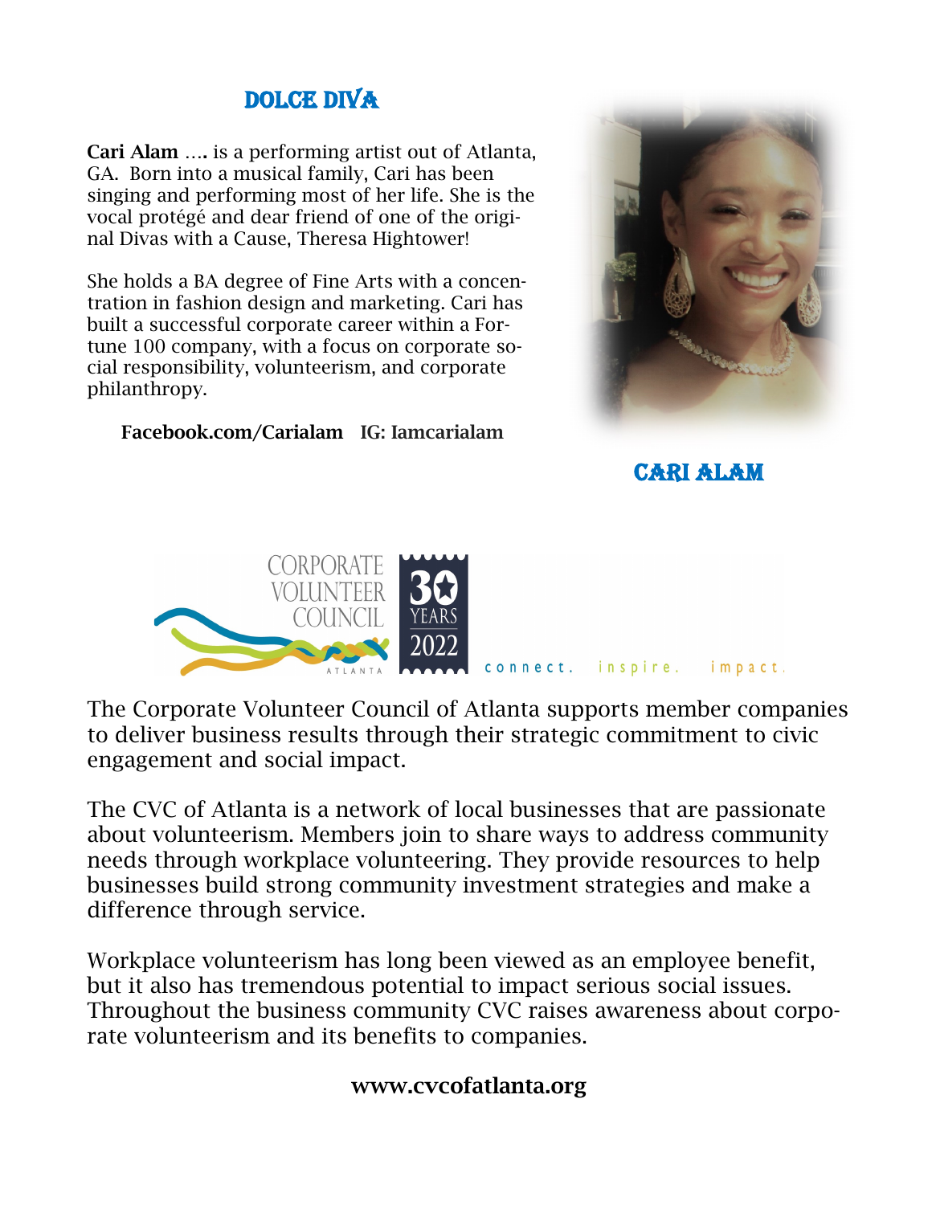## DOLCE DIVA

**Cari Alam ….** is a performing artist out of Atlanta, GA. Born into a musical family, Cari has been singing and performing most of her life. She is the vocal protégé and dear friend of one of the original Divas with a Cause, Theresa Hightower!

She holds a BA degree of Fine Arts with a concentration in fashion design and marketing. Cari has built a successful corporate career within a Fortune 100 company, with a focus on corporate social responsibility, volunteerism, and corporate philanthropy.

**Facebook.com/Carialam IG: Iamcarialam**

## CARI ALAM

CORPORATE VOLUNTEER COUNCIL ATLANTA 30 YEARS 2022

connect. inspire. impact.

The Corporate Volunteer Council of Atlanta supports member companies to deliver business results through their strategic commitment to civic engagement and social impact.

The CVC of Atlanta is a network of local businesses that are passionate about volunteerism. Members join to share ways to address community needs through workplace volunteering. They provide resources to help businesses build strong community investment strategies and make a difference through service.

Workplace volunteerism has long been viewed as an employee benefit, but it also has tremendous potential to impact serious social issues. Throughout the business community CVC raises awareness about corporate volunteerism and its benefits to companies.

**www.cvcofatlanta.org**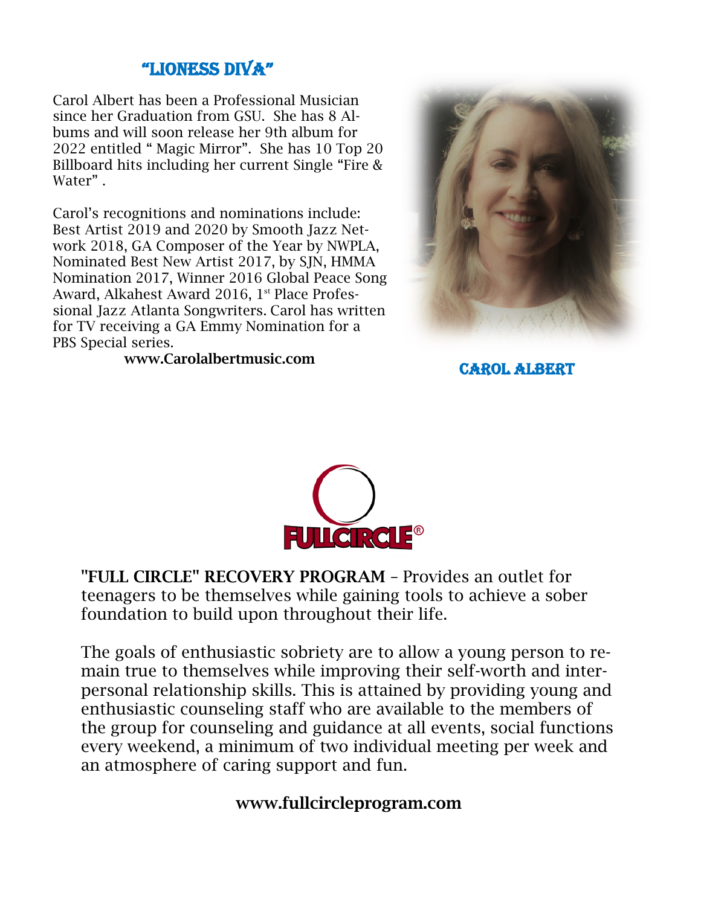## "LIONESS DIVA"

Carol Albert has been a Professional Musician since her Graduation from GSU. She has 8 Albums and will soon release her 9th album for 2022 entitled " Magic Mirror". She has 10 Top 20 Billboard hits including her current Single "Fire & Water" .

Carol's recognitions and nominations include: Best Artist 2019 and 2020 by Smooth Jazz Network 2018, GA Composer of the Year by NWPLA, Nominated Best New Artist 2017, by SJN, HMMA Nomination 2017, Winner 2016 Global Peace Song Award, Alkahest Award 2016, 1st Place Professional Jazz Atlanta Songwriters. Carol has written for TV receiving a GA Emmy Nomination for a PBS Special series.

**www.Carolalbertmusic.com**

CAROL ALBERT

FULLCIRCLE®

**"FULL CIRCLE" RECOVERY PROGRAM** – Provides an outlet for teenagers to be themselves while gaining tools to achieve a sober foundation to build upon throughout their life.

The goals of enthusiastic sobriety are to allow a young person to remain true to themselves while improving their self-worth and interpersonal relationship skills. This is attained by providing young and enthusiastic counseling staff who are available to the members of the group for counseling and guidance at all events, social functions every weekend, a minimum of two individual meeting per week and an atmosphere of caring support and fun.

**www.fullcircleprogram.com**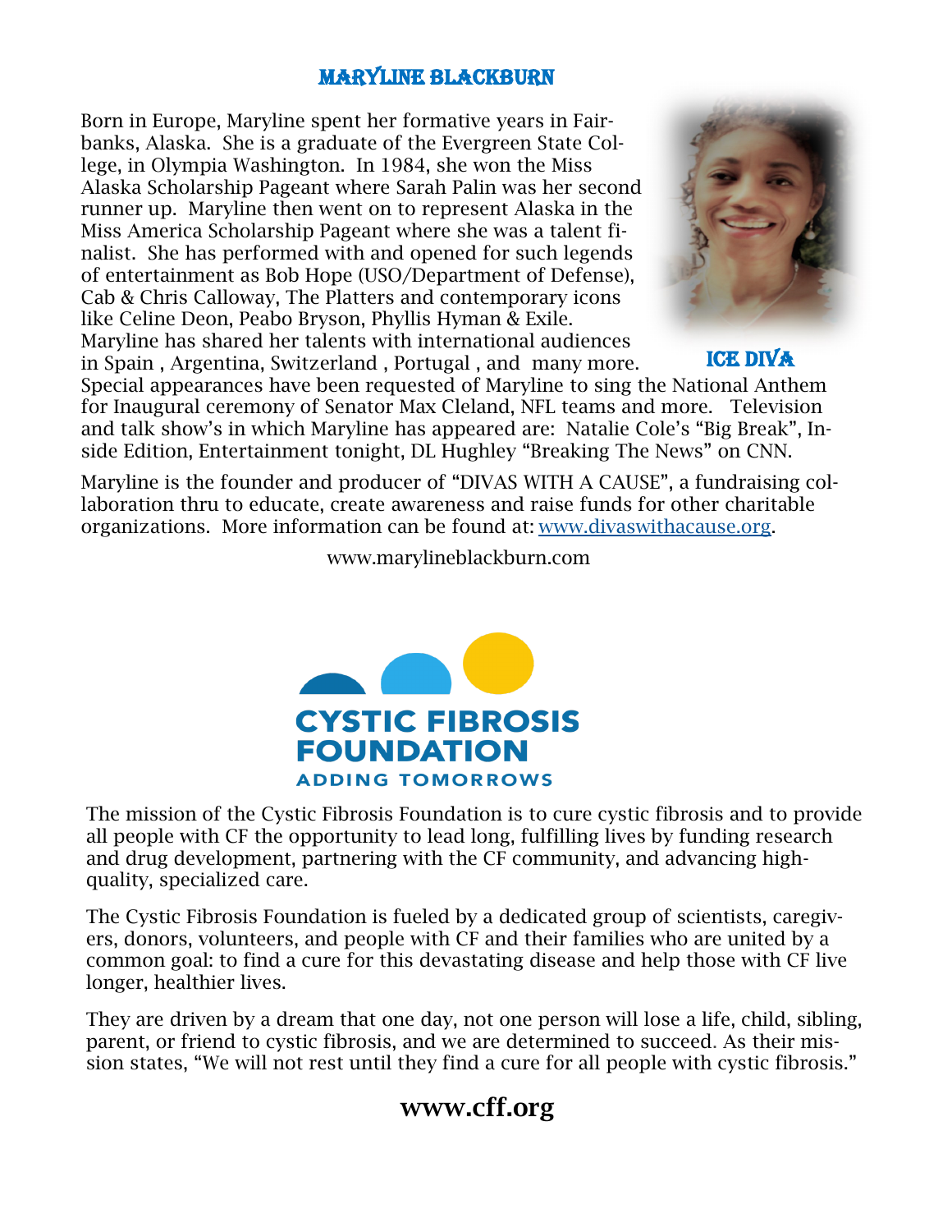## MARYLINE BLACKBURN

Born in Europe, Maryline spent her formative years in Fairbanks, Alaska. She is a graduate of the Evergreen State College, in Olympia Washington. In 1984, she won the Miss Alaska Scholarship Pageant where Sarah Palin was her second runner up. Maryline then went on to represent Alaska in the Miss America Scholarship Pageant where she was a talent finalist. She has performed with and opened for such legends of entertainment as Bob Hope (USO/Department of Defense), Cab & Chris Calloway, The Platters and contemporary icons like Celine Deon, Peabo Bryson, Phyllis Hyman & Exile. Maryline has shared her talents with international audiences in Spain , Argentina, Switzerland , Portugal , and many more. Special appearances have been requested of Maryline to sing the National Anthem for Inaugural ceremony of Senator Max Cleland, NFL teams and more. Television and talk show's in which Maryline has appeared are: Natalie Cole's "Big Break", Inside Edition, Entertainment tonight, DL Hughley "Breaking The News" on CNN.

**ICE DIVA**

Maryline is the founder and producer of "DIVAS WITH A CAUSE", a fundraising collaboration thru to educate, create awareness and raise funds for other charitable organizations. More information can be found at: www.divaswithacause.org.

www.marylineblackburn.com

**CYSTIC FIBROSIS FOUNDATION**
**ADDING TOMORROWS**

The mission of the Cystic Fibrosis Foundation is to cure cystic fibrosis and to provide all people with CF the opportunity to lead long, fulfilling lives by funding research and drug development, partnering with the CF community, and advancing high-quality, specialized care.

The Cystic Fibrosis Foundation is fueled by a dedicated group of scientists, caregivers, donors, volunteers, and people with CF and their families who are united by a common goal: to find a cure for this devastating disease and help those with CF live longer, healthier lives.

They are driven by a dream that one day, not one person will lose a life, child, sibling, parent, or friend to cystic fibrosis, and we are determined to succeed. As their mission states, "We will not rest until they find a cure for all people with cystic fibrosis."

**www.cff.org**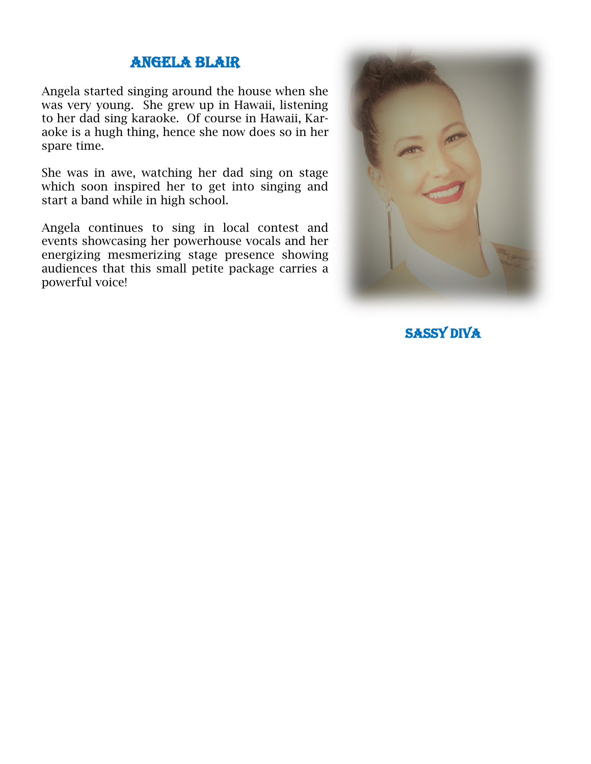## Angela Blair

Angela started singing around the house when she was very young. She grew up in Hawaii, listening to her dad sing karaoke. Of course in Hawaii, Karaoke is a hugh thing, hence she now does so in her spare time.

She was in awe, watching her dad sing on stage which soon inspired her to get into singing and start a band while in high school.

Angela continues to sing in local contest and events showcasing her powerhouse vocals and her energizing mesmerizing stage presence showing audiences that this small petite package carries a powerful voice!

**Sassy Diva**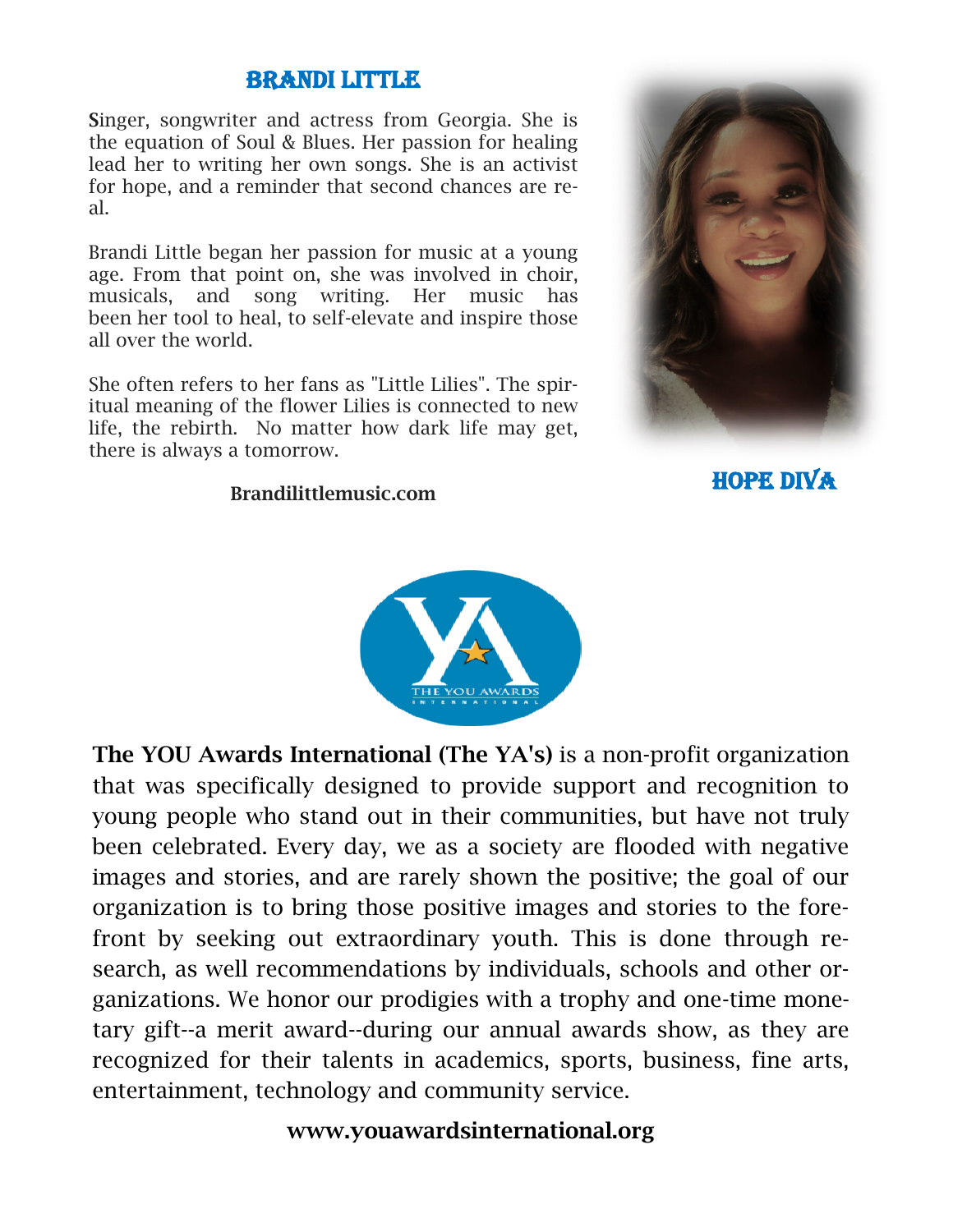## BRANDI LITTLE

Singer, songwriter and actress from Georgia. She is the equation of Soul & Blues. Her passion for healing lead her to writing her own songs. She is an activist for hope, and a reminder that second chances are real.

Brandi Little began her passion for music at a young age. From that point on, she was involved in choir, musicals, and song writing. Her music has been her tool to heal, to self-elevate and inspire those all over the world.

She often refers to her fans as "Little Lilies". The spiritual meaning of the flower Lilies is connected to new life, the rebirth. No matter how dark life may get, there is always a tomorrow.

**Brandilittlemusic.com**

## HOPE DIVA

**The YOU Awards International (The YA's)** is a non-profit organization that was specifically designed to provide support and recognition to young people who stand out in their communities, but have not truly been celebrated. Every day, we as a society are flooded with negative images and stories, and are rarely shown the positive; the goal of our organization is to bring those positive images and stories to the forefront by seeking out extraordinary youth. This is done through research, as well recommendations by individuals, schools and other organizations. We honor our prodigies with a trophy and one-time monetary gift--a merit award--during our annual awards show, as they are recognized for their talents in academics, sports, business, fine arts, entertainment, technology and community service.

**www.youawardsinternational.org**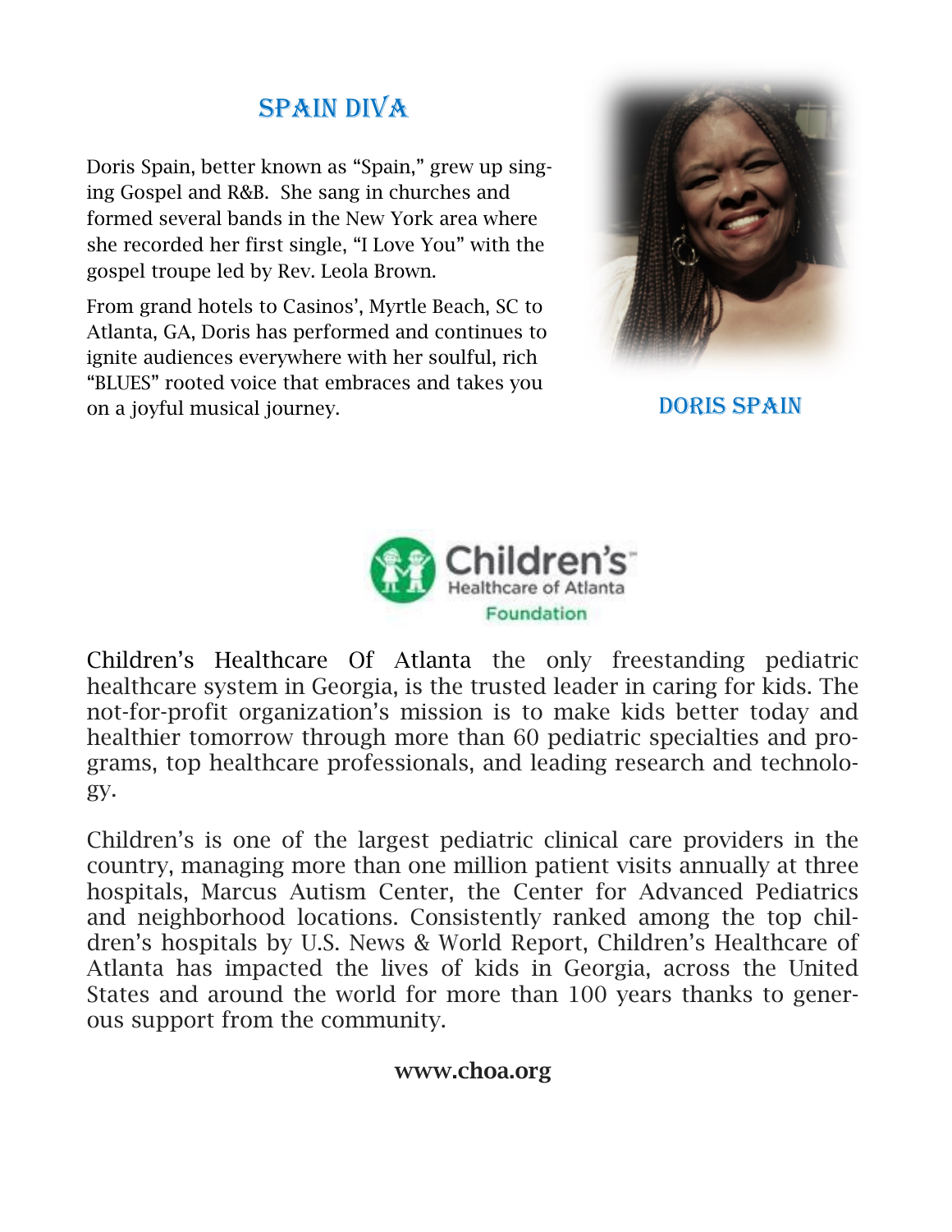## SPAIN DIVA

Doris Spain, better known as "Spain," grew up singing Gospel and R&B. She sang in churches and formed several bands in the New York area where she recorded her first single, "I Love You" with the gospel troupe led by Rev. Leola Brown.

From grand hotels to Casinos', Myrtle Beach, SC to Atlanta, GA, Doris has performed and continues to ignite audiences everywhere with her soulful, rich "BLUES" rooted voice that embraces and takes you on a joyful musical journey.

DORIS SPAIN

Children's Healthcare of Atlanta Foundation

Children's Healthcare Of Atlanta the only freestanding pediatric healthcare system in Georgia, is the trusted leader in caring for kids. The not-for-profit organization's mission is to make kids better today and healthier tomorrow through more than 60 pediatric specialties and programs, top healthcare professionals, and leading research and technology.

Children's is one of the largest pediatric clinical care providers in the country, managing more than one million patient visits annually at three hospitals, Marcus Autism Center, the Center for Advanced Pediatrics and neighborhood locations. Consistently ranked among the top children's hospitals by U.S. News & World Report, Children's Healthcare of Atlanta has impacted the lives of kids in Georgia, across the United States and around the world for more than 100 years thanks to generous support from the community.

**www.choa.org**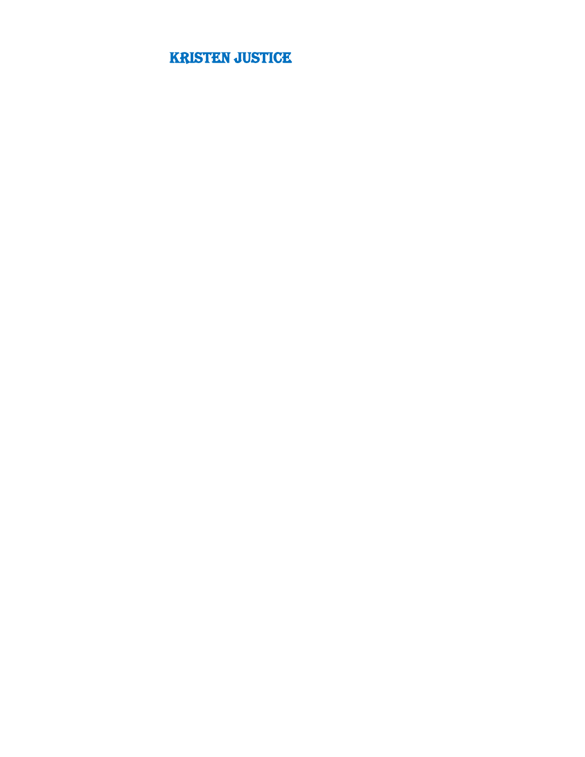# KRISTEN JUSTICE